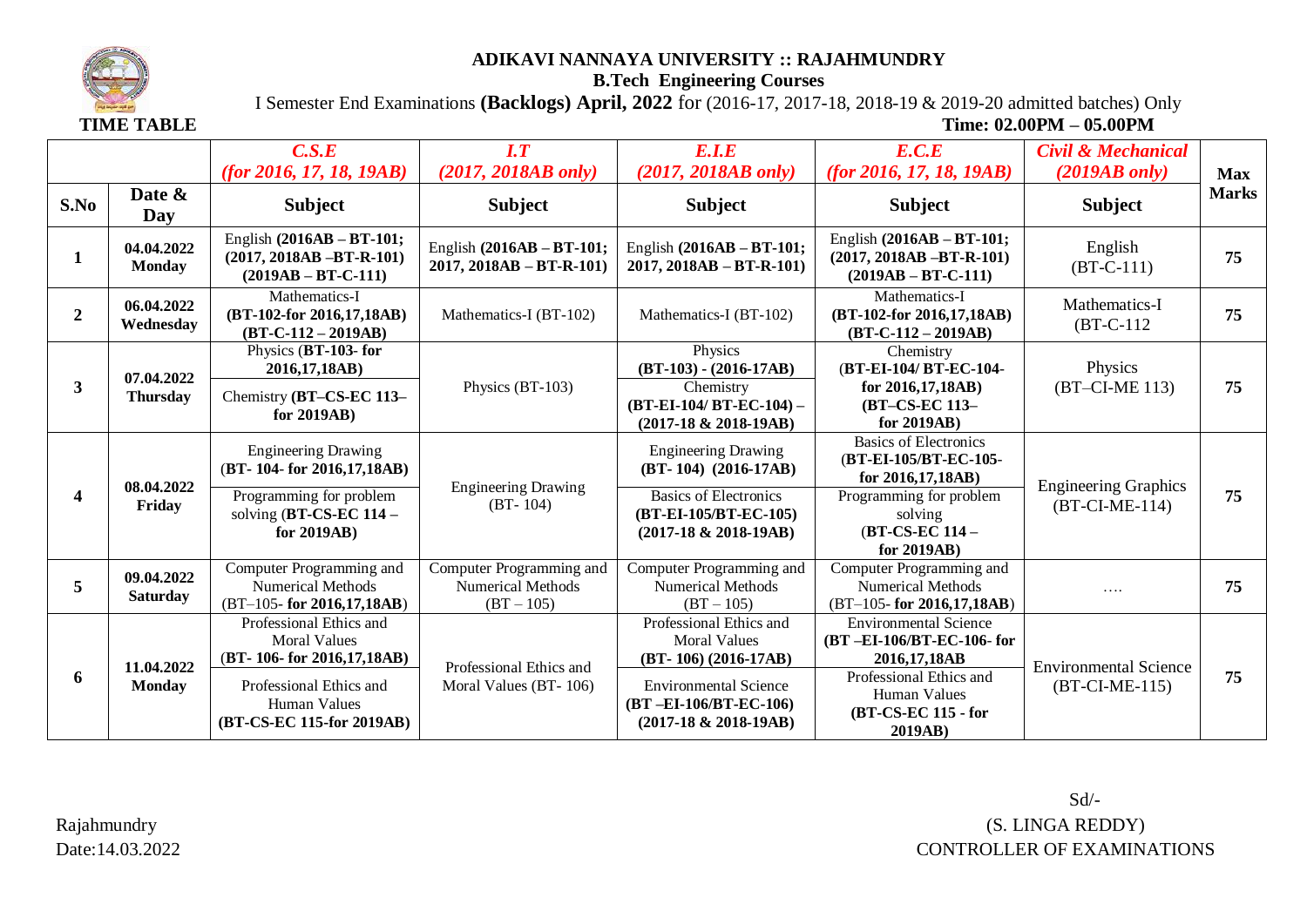# ADIKAVI NANNAYA UNIVERSITY :: RAJAHMUNDRY

## B.Tech Engineering Courses

I Semester End Examinations **(Backlogs) April, 2022** for (2016-17, 2017-18, 2018-19 & 2019-20 admitted batches) Only

**TIME TABLE** **Time: 02.00PM – 05.00PM**

| | | ***C.S.E (for 2016, 17, 18, 19AB)*** | ***I.T (2017, 2018AB only)*** | ***E.I.E (2017, 2018AB only)*** | ***E.C.E (for 2016, 17, 18, 19AB)*** | ***Civil & Mechanical (2019AB only)*** | **Max Marks** |
|---|---|---|---|---|---|---|---|
| **S.No** | **Date & Day** | **Subject** | **Subject** | **Subject** | **Subject** | **Subject** | |
| **1** | **04.04.2022 Monday** | English **(2016AB – BT-101; (2017, 2018AB –BT-R-101) (2019AB – BT-C-111)** | English **(2016AB – BT-101; 2017, 2018AB – BT-R-101)** | English **(2016AB – BT-101; 2017, 2018AB – BT-R-101)** | English **(2016AB – BT-101; (2017, 2018AB –BT-R-101) (2019AB – BT-C-111)** | English (BT-C-111) | **75** |
| **2** | **06.04.2022 Wednesday** | Mathematics-I **(BT-102-for 2016,17,18AB) (BT-C-112 – 2019AB)** | Mathematics-I (BT-102) | Mathematics-I (BT-102) | Mathematics-I **(BT-102-for 2016,17,18AB) (BT-C-112 – 2019AB)** | Mathematics-I (BT-C-112 | **75** |
| **3** | **07.04.2022 Thursday** | Physics (**BT-103- for 2016,17,18AB)**<br>Chemistry **(BT–CS-EC 113– for 2019AB)** | Physics (BT-103) | Physics **(BT-103) - (2016-17AB)**<br>Chemistry **(BT-EI-104/ BT-EC-104) – (2017-18 & 2018-19AB)** | Chemistry (**BT-EI-104/ BT-EC-104- for 2016,17,18AB) (BT–CS-EC 113– for 2019AB)** | Physics (BT–CI-ME 113) | **75** |
| **4** | **08.04.2022 Friday** | Engineering Drawing (**BT- 104- for 2016,17,18AB)**<br>Programming for problem solving (**BT-CS-EC 114 – for 2019AB)** | Engineering Drawing (BT- 104) | Engineering Drawing **(BT- 104) (2016-17AB)**<br>Basics of Electronics **(BT-EI-105/BT-EC-105) (2017-18 & 2018-19AB)** | Basics of Electronics **(BT-EI-105/BT-EC-105- for 2016,17,18AB)**<br>Programming for problem solving (**BT-CS-EC 114 – for 2019AB)** | Engineering Graphics (BT-CI-ME-114) | **75** |
| **5** | **09.04.2022 Saturday** | Computer Programming and Numerical Methods (BT–105- **for 2016,17,18AB**) | Computer Programming and Numerical Methods (BT – 105) | Computer Programming and Numerical Methods (BT – 105) | Computer Programming and Numerical Methods (BT–105- **for 2016,17,18AB**) | …. | **75** |
| **6** | **11.04.2022 Monday** | Professional Ethics and Moral Values (**BT- 106- for 2016,17,18AB)**<br>Professional Ethics and Human Values **(BT-CS-EC 115-for 2019AB)** | Professional Ethics and Moral Values (BT- 106) | Professional Ethics and Moral Values **(BT- 106) (2016-17AB)**<br>Environmental Science **(BT –EI-106/BT-EC-106) (2017-18 & 2018-19AB)** | Environmental Science **(BT –EI-106/BT-EC-106- for 2016,17,18AB**<br>Professional Ethics and Human Values **(BT-CS-EC 115 - for 2019AB)** | Environmental Science (BT-CI-ME-115) | **75** |

Rajahmundry
Date:14.03.2022

Sd/-
(S. LINGA REDDY)
CONTROLLER OF EXAMINATIONS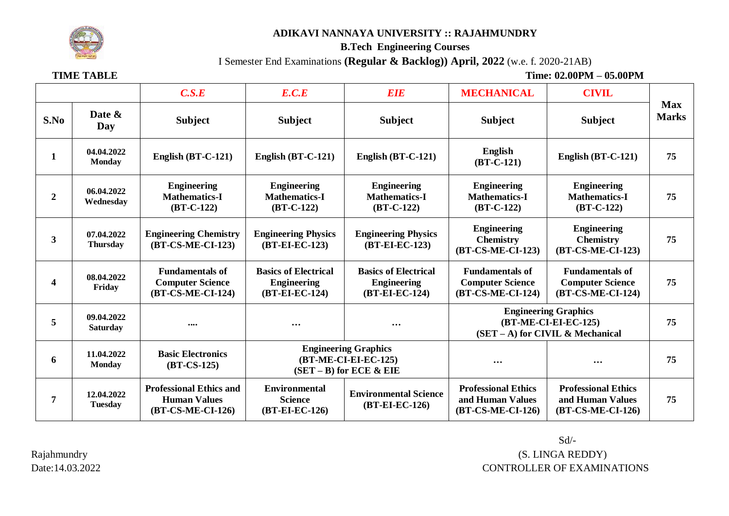# ADIKAVI NANNAYA UNIVERSITY :: RAJAHMUNDRY

**B.Tech Engineering Courses**

I Semester End Examinations **(Regular & Backlog)) April, 2022** (w.e. f. 2020-21AB)

**TIME TABLE** **Time: 02.00PM – 05.00PM**

| | | *C.S.E* | *E.C.E* | *EIE* | MECHANICAL | CIVIL | Max Marks |
|---|---|---|---|---|---|---|---|
| **S.No** | **Date & Day** | **Subject** | **Subject** | **Subject** | **Subject** | **Subject** | |
| 1 | 04.04.2022 Monday | English (BT-C-121) | English (BT-C-121) | English (BT-C-121) | English (BT-C-121) | English (BT-C-121) | 75 |
| 2 | 06.04.2022 Wednesday | Engineering Mathematics-I (BT-C-122) | Engineering Mathematics-I (BT-C-122) | Engineering Mathematics-I (BT-C-122) | Engineering Mathematics-I (BT-C-122) | Engineering Mathematics-I (BT-C-122) | 75 |
| 3 | 07.04.2022 Thursday | Engineering Chemistry (BT-CS-ME-CI-123) | Engineering Physics (BT-EI-EC-123) | Engineering Physics (BT-EI-EC-123) | Engineering Chemistry (BT-CS-ME-CI-123) | Engineering Chemistry (BT-CS-ME-CI-123) | 75 |
| 4 | 08.04.2022 Friday | Fundamentals of Computer Science (BT-CS-ME-CI-124) | Basics of Electrical Engineering (BT-EI-EC-124) | Basics of Electrical Engineering (BT-EI-EC-124) | Fundamentals of Computer Science (BT-CS-ME-CI-124) | Fundamentals of Computer Science (BT-CS-ME-CI-124) | 75 |
| 5 | 09.04.2022 Saturday | .... | ... | ... | Engineering Graphics (BT-ME-CI-EI-EC-125) (SET – A) for CIVIL & Mechanical | | 75 |
| 6 | 11.04.2022 Monday | Basic Electronics (BT-CS-125) | Engineering Graphics (BT-ME-CI-EI-EC-125) (SET – B) for ECE & EIE | | ... | ... | 75 |
| 7 | 12.04.2022 Tuesday | Professional Ethics and Human Values (BT-CS-ME-CI-126) | Environmental Science (BT-EI-EC-126) | Environmental Science (BT-EI-EC-126) | Professional Ethics and Human Values (BT-CS-ME-CI-126) | Professional Ethics and Human Values (BT-CS-ME-CI-126) | 75 |

Sd/-

Rajahmundry

Date:14.03.2022

(S. LINGA REDDY)

CONTROLLER OF EXAMINATIONS